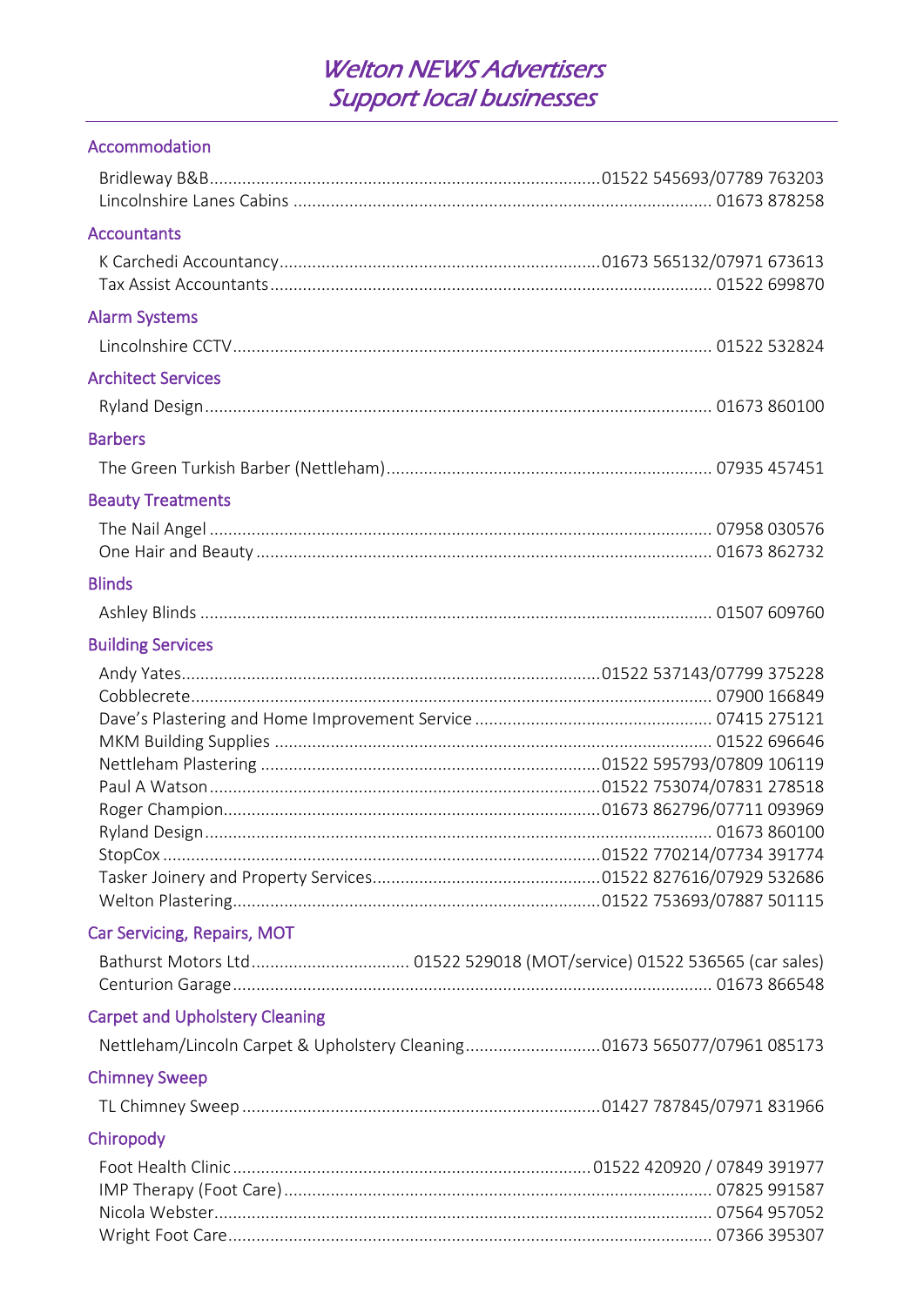# *Welton NEWS Advertisers*
# *Support local businesses*

## Accommodation

- Bridleway B&B.................01522 545693/07789 763203
- Lincolnshire Lanes Cabins................. 01673 878258

## Accountants

- K Carchedi Accountancy.................01673 565132/07971 673613
- Tax Assist Accountants................. 01522 699870

## Alarm Systems

- Lincolnshire CCTV................. 01522 532824

## Architect Services

- Ryland Design................. 01673 860100

## Barbers

- The Green Turkish Barber (Nettleham)................. 07935 457451

## Beauty Treatments

- The Nail Angel................. 07958 030576
- One Hair and Beauty................. 01673 862732

## Blinds

- Ashley Blinds................. 01507 609760

## Building Services

- Andy Yates.................01522 537143/07799 375228
- Cobblecrete................. 07900 166849
- Dave's Plastering and Home Improvement Service................. 07415 275121
- MKM Building Supplies................. 01522 696646
- Nettleham Plastering.................01522 595793/07809 106119
- Paul A Watson.................01522 753074/07831 278518
- Roger Champion.................01673 862796/07711 093969
- Ryland Design................. 01673 860100
- StopCox.................01522 770214/07734 391774
- Tasker Joinery and Property Services.................01522 827616/07929 532686
- Welton Plastering.................01522 753693/07887 501115

## Car Servicing, Repairs, MOT

- Bathurst Motors Ltd................. 01522 529018 (MOT/service) 01522 536565 (car sales)
- Centurion Garage................. 01673 866548

## Carpet and Upholstery Cleaning

- Nettleham/Lincoln Carpet & Upholstery Cleaning.................01673 565077/07961 085173

## Chimney Sweep

- TL Chimney Sweep.................01427 787845/07971 831966

## Chiropody

- Foot Health Clinic.................01522 420920 / 07849 391977
- IMP Therapy (Foot Care)................. 07825 991587
- Nicola Webster................. 07564 957052
- Wright Foot Care................. 07366 395307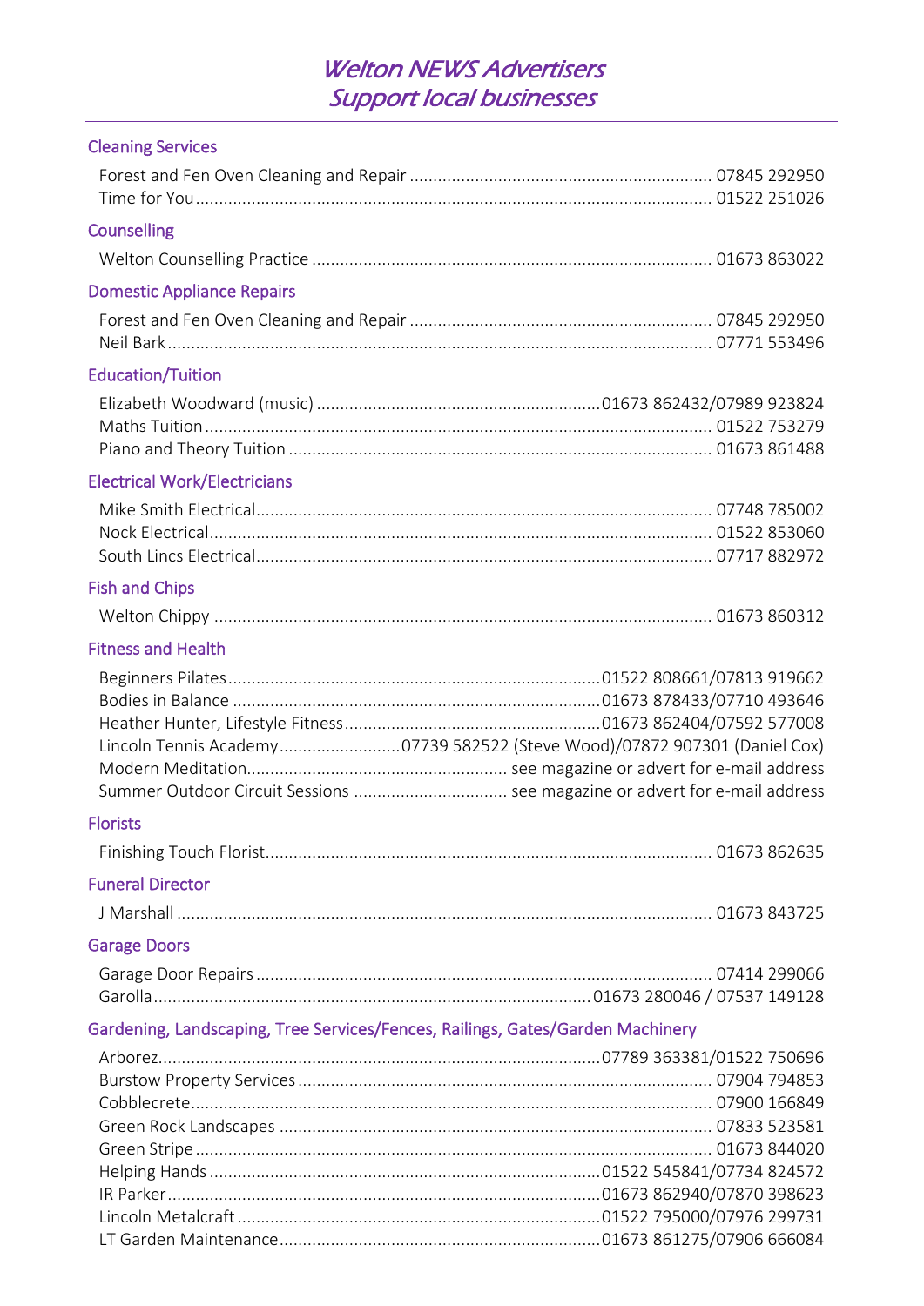# *Welton NEWS Advertisers*
# *Support local businesses*

## Cleaning Services

Forest and Fen Oven Cleaning and Repair ................ 07845 292950
Time for You ................ 01522 251026

## Counselling

Welton Counselling Practice ................ 01673 863022

## Domestic Appliance Repairs

Forest and Fen Oven Cleaning and Repair ................ 07845 292950
Neil Bark ................ 07771 553496

## Education/Tuition

Elizabeth Woodward (music) ................ 01673 862432/07989 923824
Maths Tuition ................ 01522 753279
Piano and Theory Tuition ................ 01673 861488

## Electrical Work/Electricians

Mike Smith Electrical ................ 07748 785002
Nock Electrical ................ 01522 853060
South Lincs Electrical ................ 07717 882972

## Fish and Chips

Welton Chippy ................ 01673 860312

## Fitness and Health

Beginners Pilates ................ 01522 808661/07813 919662
Bodies in Balance ................ 01673 878433/07710 493646
Heather Hunter, Lifestyle Fitness ................ 01673 862404/07592 577008
Lincoln Tennis Academy ................ 07739 582522 (Steve Wood)/07872 907301 (Daniel Cox)
Modern Meditation ................ see magazine or advert for e-mail address
Summer Outdoor Circuit Sessions ................ see magazine or advert for e-mail address

## Florists

Finishing Touch Florist ................ 01673 862635

## Funeral Director

J Marshall ................ 01673 843725

## Garage Doors

Garage Door Repairs ................ 07414 299066
Garolla ................ 01673 280046 / 07537 149128

## Gardening, Landscaping, Tree Services/Fences, Railings, Gates/Garden Machinery

Arborez ................ 07789 363381/01522 750696
Burstow Property Services ................ 07904 794853
Cobblecrete ................ 07900 166849
Green Rock Landscapes ................ 07833 523581
Green Stripe ................ 01673 844020
Helping Hands ................ 01522 545841/07734 824572
IR Parker ................ 01673 862940/07870 398623
Lincoln Metalcraft ................ 01522 795000/07976 299731
LT Garden Maintenance ................ 01673 861275/07906 666084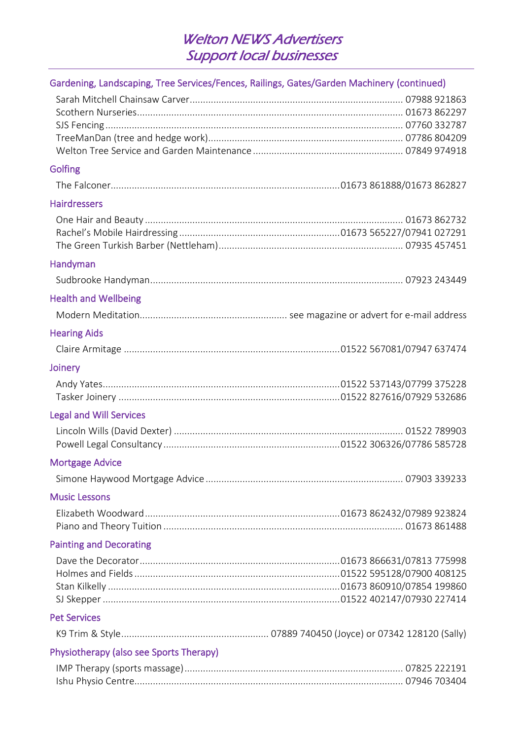# *Welton NEWS Advertisers*
# *Support local businesses*

## Gardening, Landscaping, Tree Services/Fences, Railings, Gates/Garden Machinery (continued)

Sarah Mitchell Chainsaw Carver ........ 07988 921863
Scothern Nurseries ........ 01673 862297
SJS Fencing ........ 07760 332787
TreeManDan (tree and hedge work) ........ 07786 804209
Welton Tree Service and Garden Maintenance ........ 07849 974918

## Golfing

The Falconer ........ 01673 861888/01673 862827

## Hairdressers

One Hair and Beauty ........ 01673 862732
Rachel's Mobile Hairdressing ........ 01673 565227/07941 027291
The Green Turkish Barber (Nettleham) ........ 07935 457451

## Handyman

Sudbrooke Handyman ........ 07923 243449

## Health and Wellbeing

Modern Meditation ........ see magazine or advert for e-mail address

## Hearing Aids

Claire Armitage ........ 01522 567081/07947 637474

## Joinery

Andy Yates ........ 01522 537143/07799 375228
Tasker Joinery ........ 01522 827616/07929 532686

## Legal and Will Services

Lincoln Wills (David Dexter) ........ 01522 789903
Powell Legal Consultancy ........ 01522 306326/07786 585728

## Mortgage Advice

Simone Haywood Mortgage Advice ........ 07903 339233

## Music Lessons

Elizabeth Woodward ........ 01673 862432/07989 923824
Piano and Theory Tuition ........ 01673 861488

## Painting and Decorating

Dave the Decorator ........ 01673 866631/07813 775998
Holmes and Fields ........ 01522 595128/07900 408125
Stan Kilkelly ........ 01673 860910/07854 199860
SJ Skepper ........ 01522 402147/07930 227414

## Pet Services

K9 Trim & Style ........ 07889 740450 (Joyce) or 07342 128120 (Sally)

## Physiotherapy (also see Sports Therapy)

IMP Therapy (sports massage) ........ 07825 222191
Ishu Physio Centre ........ 07946 703404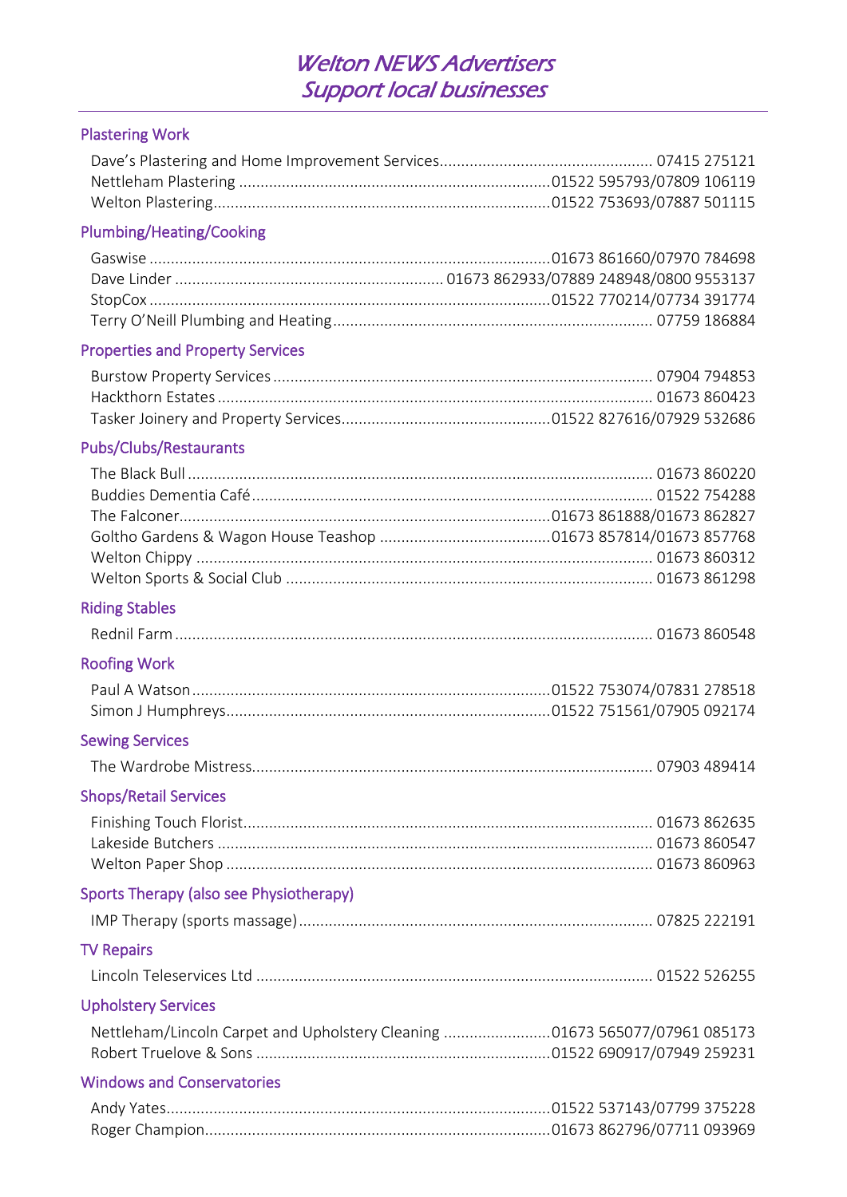# *Welton NEWS Advertisers*
# *Support local businesses*

## Plastering Work

- Dave's Plastering and Home Improvement Services ........ 07415 275121
- Nettleham Plastering ........ 01522 595793/07809 106119
- Welton Plastering ........ 01522 753693/07887 501115

## Plumbing/Heating/Cooking

- Gaswise ........ 01673 861660/07970 784698
- Dave Linder ........ 01673 862933/07889 248948/0800 9553137
- StopCox ........ 01522 770214/07734 391774
- Terry O'Neill Plumbing and Heating ........ 07759 186884

## Properties and Property Services

- Burstow Property Services ........ 07904 794853
- Hackthorn Estates ........ 01673 860423
- Tasker Joinery and Property Services ........ 01522 827616/07929 532686

## Pubs/Clubs/Restaurants

- The Black Bull ........ 01673 860220
- Buddies Dementia Café ........ 01522 754288
- The Falconer ........ 01673 861888/01673 862827
- Goltho Gardens & Wagon House Teashop ........ 01673 857814/01673 857768
- Welton Chippy ........ 01673 860312
- Welton Sports & Social Club ........ 01673 861298

## Riding Stables

- Rednil Farm ........ 01673 860548

## Roofing Work

- Paul A Watson ........ 01522 753074/07831 278518
- Simon J Humphreys ........ 01522 751561/07905 092174

## Sewing Services

- The Wardrobe Mistress ........ 07903 489414

## Shops/Retail Services

- Finishing Touch Florist ........ 01673 862635
- Lakeside Butchers ........ 01673 860547
- Welton Paper Shop ........ 01673 860963

## Sports Therapy (also see Physiotherapy)

- IMP Therapy (sports massage) ........ 07825 222191

## TV Repairs

- Lincoln Teleservices Ltd ........ 01522 526255

## Upholstery Services

- Nettleham/Lincoln Carpet and Upholstery Cleaning ........ 01673 565077/07961 085173
- Robert Truelove & Sons ........ 01522 690917/07949 259231

## Windows and Conservatories

- Andy Yates ........ 01522 537143/07799 375228
- Roger Champion ........ 01673 862796/07711 093969